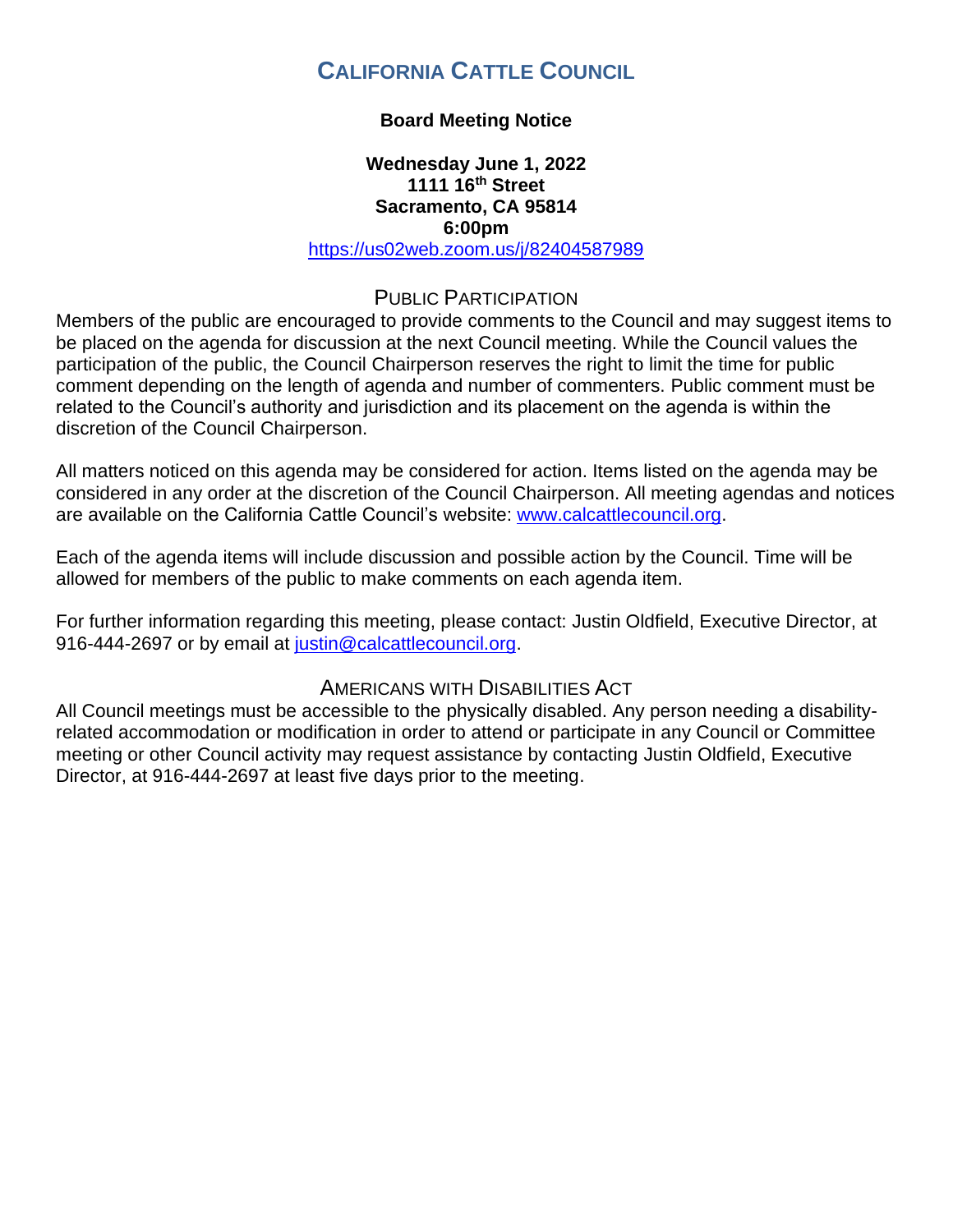# California Cattle Council

**Board Meeting Notice**

**Wednesday June 1, 2022**
**1111 16th Street**
**Sacramento, CA 95814**
**6:00pm**
https://us02web.zoom.us/j/82404587989

## Public Participation

Members of the public are encouraged to provide comments to the Council and may suggest items to be placed on the agenda for discussion at the next Council meeting. While the Council values the participation of the public, the Council Chairperson reserves the right to limit the time for public comment depending on the length of agenda and number of commenters. Public comment must be related to the Council's authority and jurisdiction and its placement on the agenda is within the discretion of the Council Chairperson.

All matters noticed on this agenda may be considered for action. Items listed on the agenda may be considered in any order at the discretion of the Council Chairperson. All meeting agendas and notices are available on the California Cattle Council's website: www.calcattlecouncil.org.

Each of the agenda items will include discussion and possible action by the Council. Time will be allowed for members of the public to make comments on each agenda item.

For further information regarding this meeting, please contact: Justin Oldfield, Executive Director, at 916-444-2697 or by email at justin@calcattlecouncil.org.

## Americans with Disabilities Act

All Council meetings must be accessible to the physically disabled. Any person needing a disability-related accommodation or modification in order to attend or participate in any Council or Committee meeting or other Council activity may request assistance by contacting Justin Oldfield, Executive Director, at 916-444-2697 at least five days prior to the meeting.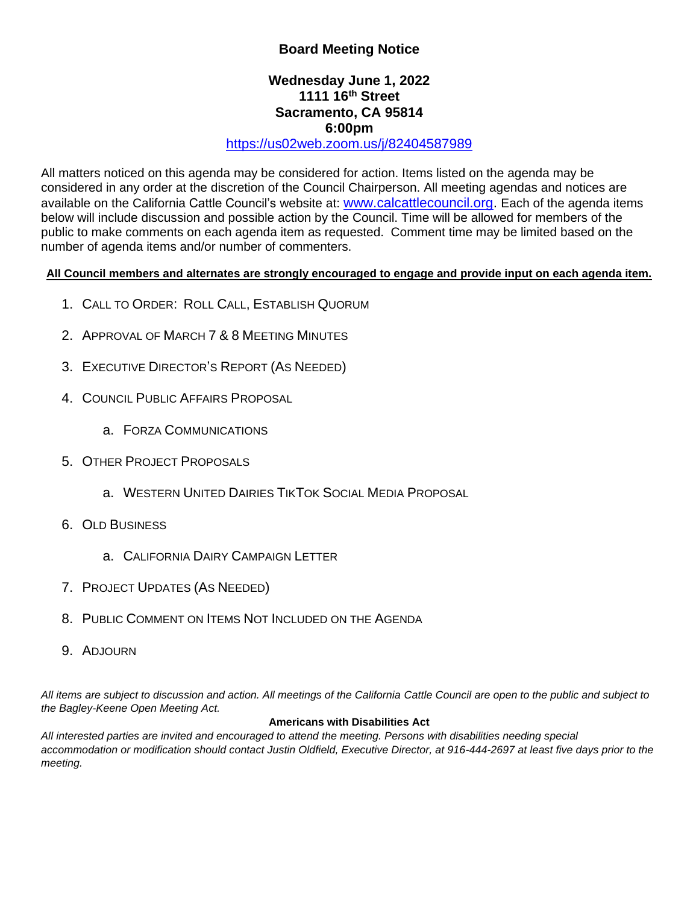# Board Meeting Notice

**Wednesday June 1, 2022**
**1111 16th Street**
**Sacramento, CA 95814**
**6:00pm**
https://us02web.zoom.us/j/82404587989

All matters noticed on this agenda may be considered for action. Items listed on the agenda may be considered in any order at the discretion of the Council Chairperson. All meeting agendas and notices are available on the California Cattle Council's website at: www.calcattlecouncil.org. Each of the agenda items below will include discussion and possible action by the Council. Time will be allowed for members of the public to make comments on each agenda item as requested. Comment time may be limited based on the number of agenda items and/or number of commenters.

**All Council members and alternates are strongly encouraged to engage and provide input on each agenda item.**

1. Call to Order: Roll Call, Establish Quorum
2. Approval of March 7 & 8 Meeting Minutes
3. Executive Director's Report (As Needed)
4. Council Public Affairs Proposal
   a. Forza Communications
5. Other Project Proposals
   a. Western United Dairies TikTok Social Media Proposal
6. Old Business
   a. California Dairy Campaign Letter
7. Project Updates (As Needed)
8. Public Comment on Items Not Included on the Agenda
9. Adjourn

*All items are subject to discussion and action. All meetings of the California Cattle Council are open to the public and subject to the Bagley-Keene Open Meeting Act.*

**Americans with Disabilities Act**

*All interested parties are invited and encouraged to attend the meeting. Persons with disabilities needing special accommodation or modification should contact Justin Oldfield, Executive Director, at 916-444-2697 at least five days prior to the meeting.*